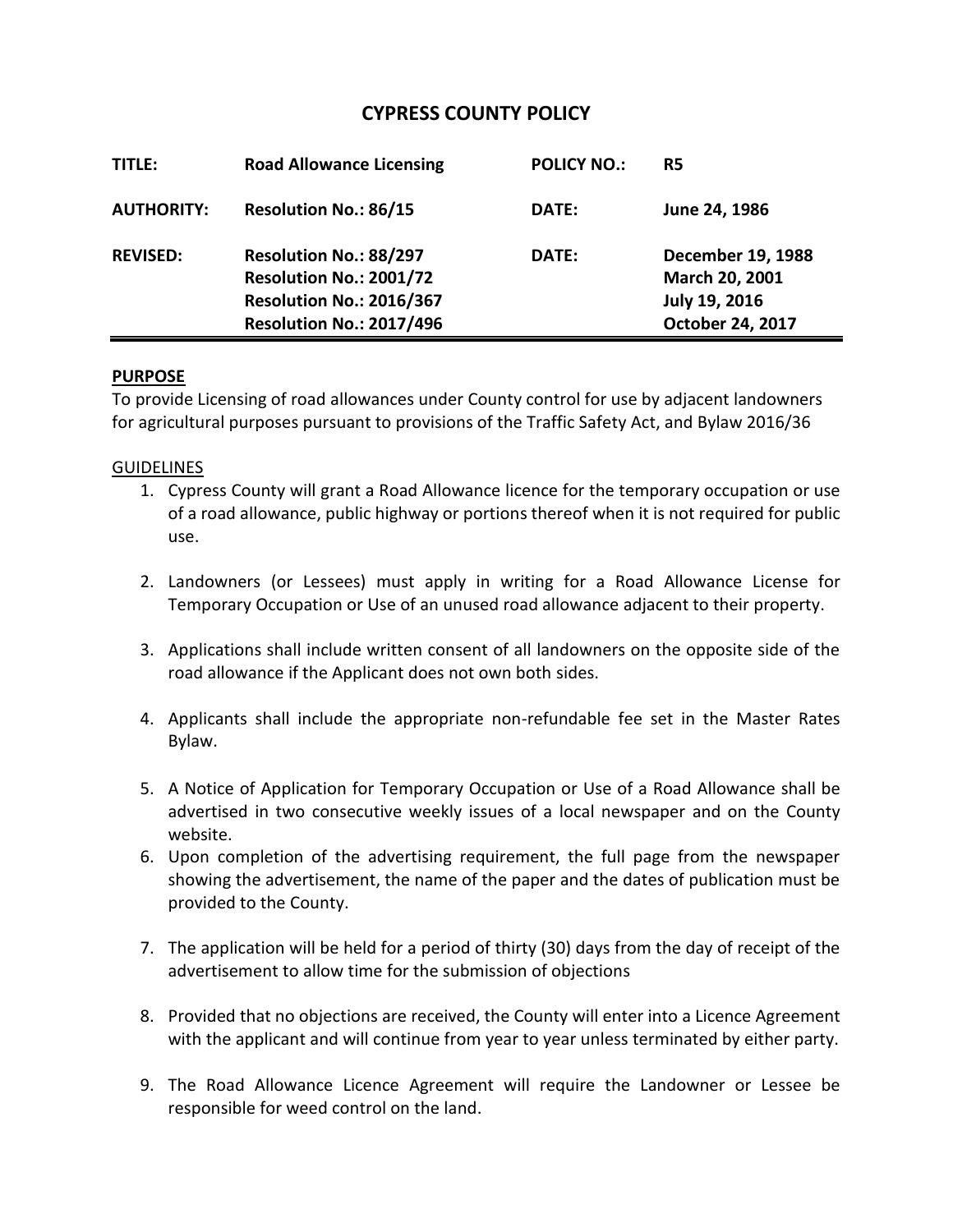# CYPRESS COUNTY POLICY

| TITLE: | Road Allowance Licensing | POLICY NO.: | R5 |
|---|---|---|---|
| AUTHORITY: | Resolution No.: 86/15 | DATE: | June 24, 1986 |
| REVISED: | Resolution No.: 88/297<br>Resolution No.: 2001/72<br>Resolution No.: 2016/367<br>Resolution No.: 2017/496 | DATE: | December 19, 1988<br>March 20, 2001<br>July 19, 2016<br>October 24, 2017 |

## PURPOSE

To provide Licensing of road allowances under County control for use by adjacent landowners for agricultural purposes pursuant to provisions of the Traffic Safety Act, and Bylaw 2016/36

## GUIDELINES

1. Cypress County will grant a Road Allowance licence for the temporary occupation or use of a road allowance, public highway or portions thereof when it is not required for public use.

2. Landowners (or Lessees) must apply in writing for a Road Allowance License for Temporary Occupation or Use of an unused road allowance adjacent to their property.

3. Applications shall include written consent of all landowners on the opposite side of the road allowance if the Applicant does not own both sides.

4. Applicants shall include the appropriate non-refundable fee set in the Master Rates Bylaw.

5. A Notice of Application for Temporary Occupation or Use of a Road Allowance shall be advertised in two consecutive weekly issues of a local newspaper and on the County website.
6. Upon completion of the advertising requirement, the full page from the newspaper showing the advertisement, the name of the paper and the dates of publication must be provided to the County.

7. The application will be held for a period of thirty (30) days from the day of receipt of the advertisement to allow time for the submission of objections

8. Provided that no objections are received, the County will enter into a Licence Agreement with the applicant and will continue from year to year unless terminated by either party.

9. The Road Allowance Licence Agreement will require the Landowner or Lessee be responsible for weed control on the land.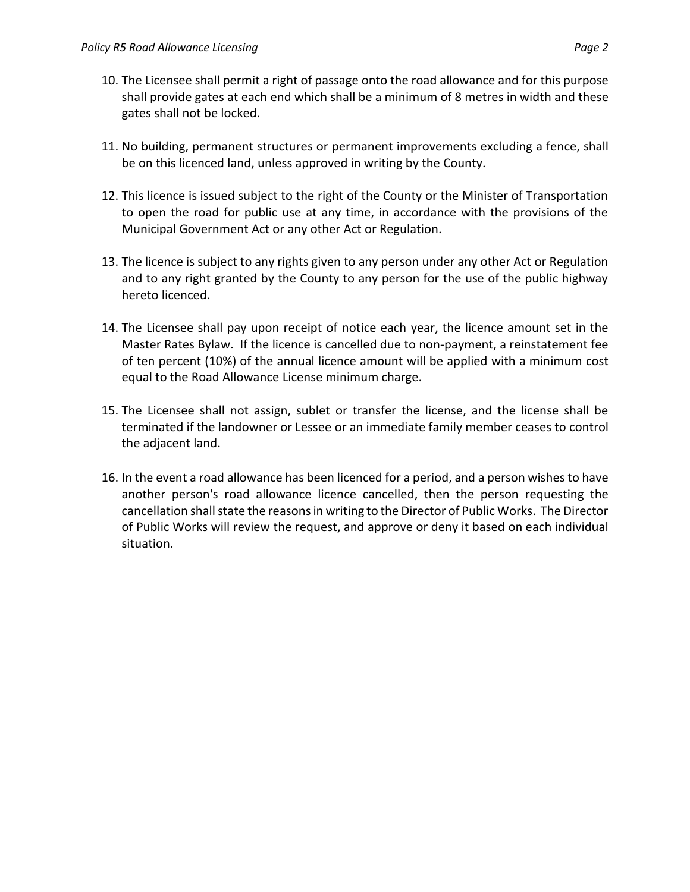10. The Licensee shall permit a right of passage onto the road allowance and for this purpose shall provide gates at each end which shall be a minimum of 8 metres in width and these gates shall not be locked.

11. No building, permanent structures or permanent improvements excluding a fence, shall be on this licenced land, unless approved in writing by the County.

12. This licence is issued subject to the right of the County or the Minister of Transportation to open the road for public use at any time, in accordance with the provisions of the Municipal Government Act or any other Act or Regulation.

13. The licence is subject to any rights given to any person under any other Act or Regulation and to any right granted by the County to any person for the use of the public highway hereto licenced.

14. The Licensee shall pay upon receipt of notice each year, the licence amount set in the Master Rates Bylaw. If the licence is cancelled due to non-payment, a reinstatement fee of ten percent (10%) of the annual licence amount will be applied with a minimum cost equal to the Road Allowance License minimum charge.

15. The Licensee shall not assign, sublet or transfer the license, and the license shall be terminated if the landowner or Lessee or an immediate family member ceases to control the adjacent land.

16. In the event a road allowance has been licenced for a period, and a person wishes to have another person's road allowance licence cancelled, then the person requesting the cancellation shall state the reasons in writing to the Director of Public Works. The Director of Public Works will review the request, and approve or deny it based on each individual situation.